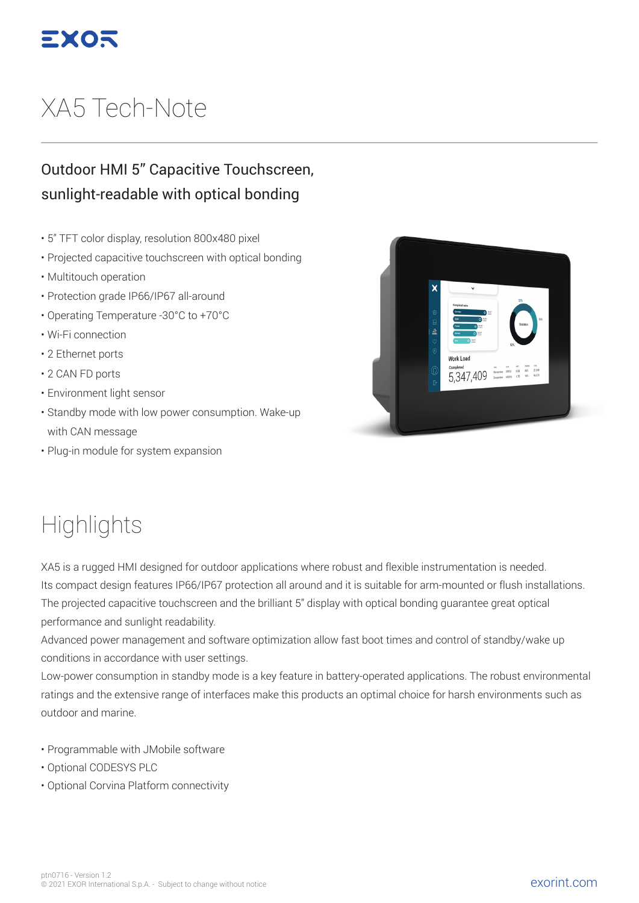# XA5 Tech-Note

## Outdoor HMI 5" Capacitive Touchscreen, sunlight-readable with optical bonding

- 5" TFT color display, resolution 800x480 pixel
- Projected capacitive touchscreen with optical bonding
- Multitouch operation
- Protection grade IP66/IP67 all-around
- Operating Temperature -30°C to +70°C
- Wi-Fi connection
- 2 Ethernet ports
- 2 CAN FD ports
- Environment light sensor
- Standby mode with low power consumption. Wake-up with CAN message
- Plug-in module for system expansion

# Highlights

XA5 is a rugged HMI designed for outdoor applications where robust and flexible instrumentation is needed.
Its compact design features IP66/IP67 protection all around and it is suitable for arm-mounted or flush installations.
The projected capacitive touchscreen and the brilliant 5" display with optical bonding guarantee great optical performance and sunlight readability.
Advanced power management and software optimization allow fast boot times and control of standby/wake up conditions in accordance with user settings.
Low-power consumption in standby mode is a key feature in battery-operated applications. The robust environmental ratings and the extensive range of interfaces make this products an optimal choice for harsh environments such as outdoor and marine.

- Programmable with JMobile software
- Optional CODESYS PLC
- Optional Corvina Platform connectivity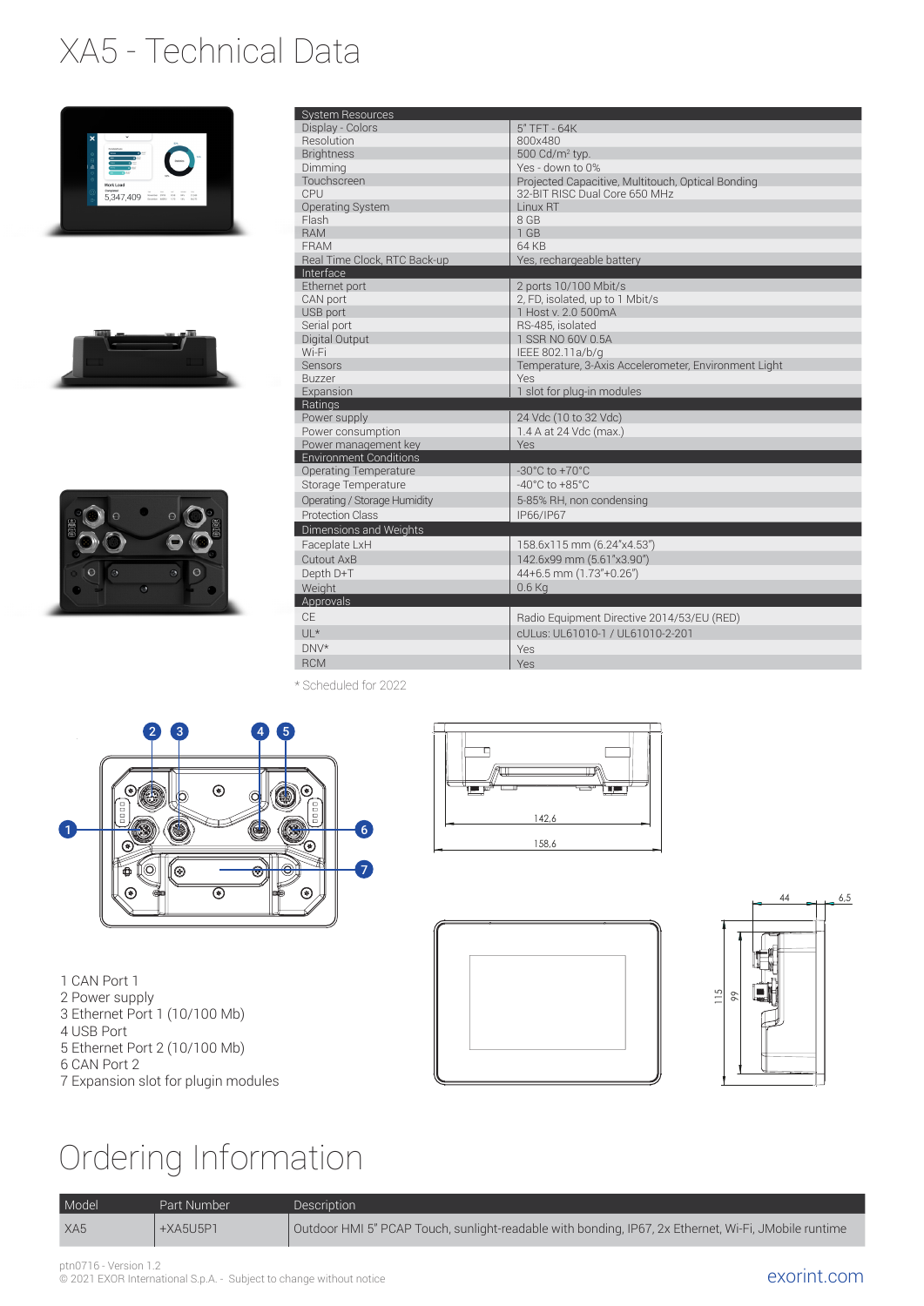# XA5 - Technical Data

| | |
|---|---|
| **System Resources** | |
| Display - Colors | 5" TFT - 64K |
| Resolution | 800x480 |
| Brightness | 500 Cd/m² typ. |
| Dimming | Yes - down to 0% |
| Touchscreen | Projected Capacitive, Multitouch, Optical Bonding |
| CPU | 32-BIT RISC Dual Core 650 MHz |
| Operating System | Linux RT |
| Flash | 8 GB |
| RAM | 1 GB |
| FRAM | 64 KB |
| Real Time Clock, RTC Back-up | Yes, rechargeable battery |
| **Interface** | |
| Ethernet port | 2 ports 10/100 Mbit/s |
| CAN port | 2, FD, isolated, up to 1 Mbit/s |
| USB port | 1 Host v. 2.0 500mA |
| Serial port | RS-485, isolated |
| Digital Output | 1 SSR NO 60V 0.5A |
| Wi-Fi | IEEE 802.11a/b/g |
| Sensors | Temperature, 3-Axis Accelerometer, Environment Light |
| Buzzer | Yes |
| Expansion | 1 slot for plug-in modules |
| **Ratings** | |
| Power supply | 24 Vdc (10 to 32 Vdc) |
| Power consumption | 1.4 A at 24 Vdc (max.) |
| Power management key | Yes |
| **Environment Conditions** | |
| Operating Temperature | -30°C to +70°C |
| Storage Temperature | -40°C to +85°C |
| Operating / Storage Humidity | 5-85% RH, non condensing |
| Protection Class | IP66/IP67 |
| **Dimensions and Weights** | |
| Faceplate LxH | 158.6x115 mm (6.24"x4.53") |
| Cutout AxB | 142.6x99 mm (5.61"x3.90") |
| Depth D+T | 44+6.5 mm (1.73"+0.26") |
| Weight | 0.6 Kg |
| **Approvals** | |
| CE | Radio Equipment Directive 2014/53/EU (RED) |
| UL* | cULus: UL61010-1 / UL61010-2-201 |
| DNV* | Yes |
| RCM | Yes |

\* Scheduled for 2022

1 CAN Port 1
2 Power supply
3 Ethernet Port 1 (10/100 Mb)
4 USB Port
5 Ethernet Port 2 (10/100 Mb)
6 CAN Port 2
7 Expansion slot for plugin modules

142,6
158,6
44
6,5
115
99

# Ordering Information

| Model | Part Number | Description |
|---|---|---|
| XA5 | +XA5U5P1 | Outdoor HMI 5" PCAP Touch, sunlight-readable with bonding, IP67, 2x Ethernet, Wi-Fi, JMobile runtime |

ptn0716 - Version 1.2
© 2021 EXOR International S.p.A. - Subject to change without notice

exorint.com